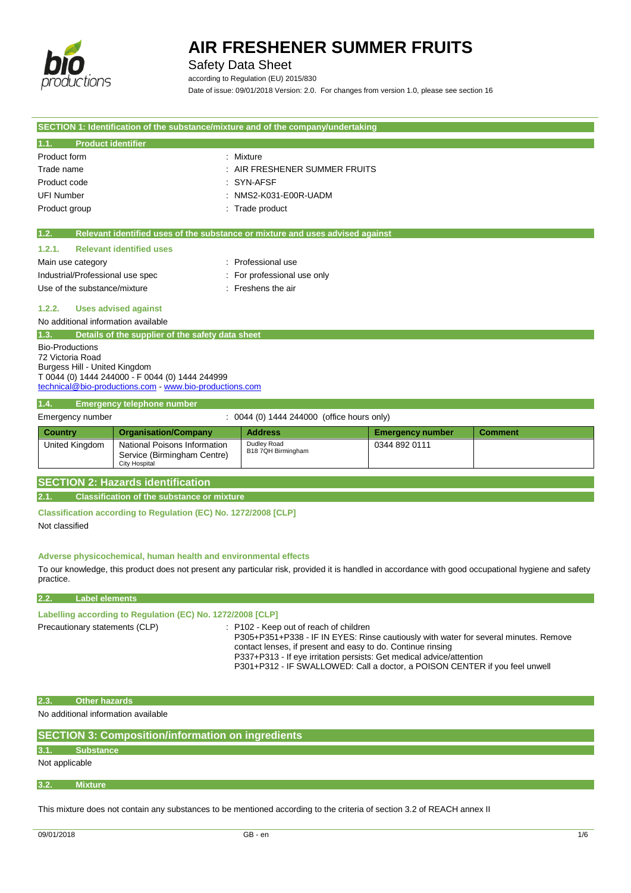# AIR FRESHENER SUMMER FRUITS

Safety Data Sheet

according to Regulation (EU) 2015/830

Date of issue: 09/01/2018 Version: 2.0. For changes from version 1.0, please see section 16

## SECTION 1: Identification of the substance/mixture and of the company/undertaking

### 1.1. Product identifier

Product form : Mixture

Trade name : AIR FRESHENER SUMMER FRUITS

Product code : SYN-AFSF

UFI Number : NMS2-K031-E00R-UADM

Product group : Trade product

### 1.2. Relevant identified uses of the substance or mixture and uses advised against

#### 1.2.1. Relevant identified uses

Main use category : Professional use

Industrial/Professional use spec : For professional use only

Use of the substance/mixture : Freshens the air

#### 1.2.2. Uses advised against

No additional information available

### 1.3. Details of the supplier of the safety data sheet

Bio-Productions
72 Victoria Road
Burgess Hill - United Kingdom
T 0044 (0) 1444 244000 - F 0044 (0) 1444 244999
technical@bio-productions.com - www.bio-productions.com

### 1.4. Emergency telephone number

Emergency number : 0044 (0) 1444 244000 (office hours only)

| Country | Organisation/Company | Address | Emergency number | Comment |
|---|---|---|---|---|
| United Kingdom | National Poisons Information Service (Birmingham Centre) City Hospital | Dudley Road B18 7QH Birmingham | 0344 892 0111 | |

## SECTION 2: Hazards identification

### 2.1. Classification of the substance or mixture

**Classification according to Regulation (EC) No. 1272/2008 [CLP]**

Not classified

**Adverse physicochemical, human health and environmental effects**

To our knowledge, this product does not present any particular risk, provided it is handled in accordance with good occupational hygiene and safety practice.

### 2.2. Label elements

**Labelling according to Regulation (EC) No. 1272/2008 [CLP]**

Precautionary statements (CLP) : P102 - Keep out of reach of children
P305+P351+P338 - IF IN EYES: Rinse cautiously with water for several minutes. Remove contact lenses, if present and easy to do. Continue rinsing
P337+P313 - If eye irritation persists: Get medical advice/attention
P301+P312 - IF SWALLOWED: Call a doctor, a POISON CENTER if you feel unwell

### 2.3. Other hazards

No additional information available

## SECTION 3: Composition/information on ingredients

### 3.1. Substance

Not applicable

### 3.2. Mixture

This mixture does not contain any substances to be mentioned according to the criteria of section 3.2 of REACH annex II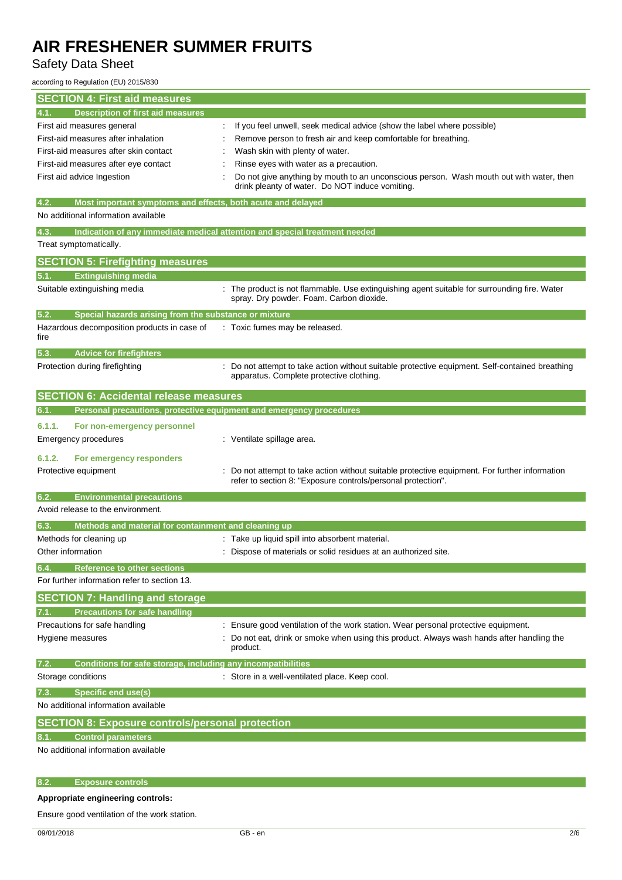## SECTION 4: First aid measures

### 4.1. Description of first aid measures

| | |
|---|---|
| First aid measures general | : If you feel unwell, seek medical advice (show the label where possible) |
| First-aid measures after inhalation | : Remove person to fresh air and keep comfortable for breathing. |
| First-aid measures after skin contact | : Wash skin with plenty of water. |
| First-aid measures after eye contact | : Rinse eyes with water as a precaution. |
| First aid advice Ingestion | : Do not give anything by mouth to an unconscious person. Wash mouth out with water, then drink pleanty of water. Do NOT induce vomiting. |

### 4.2. Most important symptoms and effects, both acute and delayed

No additional information available

### 4.3. Indication of any immediate medical attention and special treatment needed

Treat symptomatically.

## SECTION 5: Firefighting measures

### 5.1. Extinguishing media

| | |
|---|---|
| Suitable extinguishing media | : The product is not flammable. Use extinguishing agent suitable for surrounding fire. Water spray. Dry powder. Foam. Carbon dioxide. |

### 5.2. Special hazards arising from the substance or mixture

| | |
|---|---|
| Hazardous decomposition products in case of fire | : Toxic fumes may be released. |

### 5.3. Advice for firefighters

| | |
|---|---|
| Protection during firefighting | : Do not attempt to take action without suitable protective equipment. Self-contained breathing apparatus. Complete protective clothing. |

## SECTION 6: Accidental release measures

### 6.1. Personal precautions, protective equipment and emergency procedures

#### 6.1.1. For non-emergency personnel

| | |
|---|---|
| Emergency procedures | : Ventilate spillage area. |

#### 6.1.2. For emergency responders

| | |
|---|---|
| Protective equipment | : Do not attempt to take action without suitable protective equipment. For further information refer to section 8: "Exposure controls/personal protection". |

### 6.2. Environmental precautions

Avoid release to the environment.

### 6.3. Methods and material for containment and cleaning up

| | |
|---|---|
| Methods for cleaning up | : Take up liquid spill into absorbent material. |
| Other information | : Dispose of materials or solid residues at an authorized site. |

### 6.4. Reference to other sections

For further information refer to section 13.

## SECTION 7: Handling and storage

### 7.1. Precautions for safe handling

| | |
|---|---|
| Precautions for safe handling | : Ensure good ventilation of the work station. Wear personal protective equipment. |
| Hygiene measures | : Do not eat, drink or smoke when using this product. Always wash hands after handling the product. |

### 7.2. Conditions for safe storage, including any incompatibilities

| | |
|---|---|
| Storage conditions | : Store in a well-ventilated place. Keep cool. |

### 7.3. Specific end use(s)

No additional information available

## SECTION 8: Exposure controls/personal protection

### 8.1. Control parameters

No additional information available

### 8.2. Exposure controls

**Appropriate engineering controls:**

Ensure good ventilation of the work station.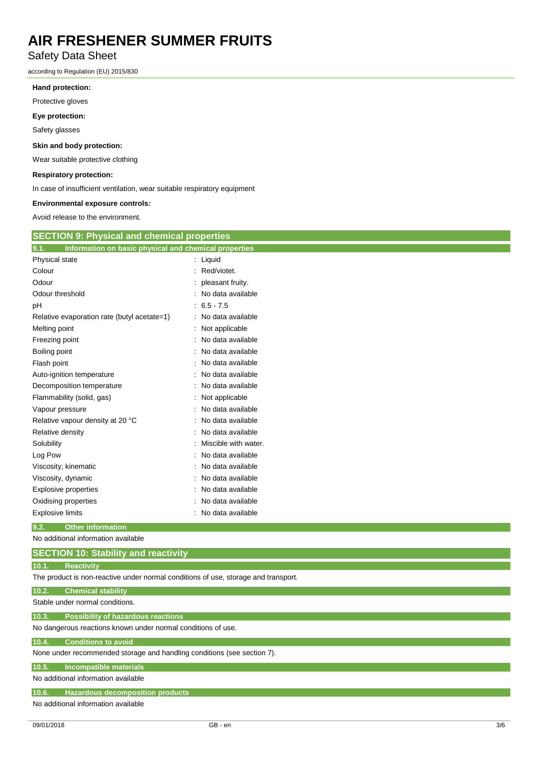**Hand protection:**

Protective gloves

**Eye protection:**

Safety glasses

**Skin and body protection:**

Wear suitable protective clothing

**Respiratory protection:**

In case of insufficient ventilation, wear suitable respiratory equipment

**Environmental exposure controls:**

Avoid release to the environment.

## SECTION 9: Physical and chemical properties

### 9.1. Information on basic physical and chemical properties

| Property | Value |
|---|---|
| Physical state | : Liquid |
| Colour | : Red/viotet. |
| Odour | : pleasant fruity. |
| Odour threshold | : No data available |
| pH | : 6.5 - 7.5 |
| Relative evaporation rate (butyl acetate=1) | : No data available |
| Melting point | : Not applicable |
| Freezing point | : No data available |
| Boiling point | : No data available |
| Flash point | : No data available |
| Auto-ignition temperature | : No data available |
| Decomposition temperature | : No data available |
| Flammability (solid, gas) | : Not applicable |
| Vapour pressure | : No data available |
| Relative vapour density at 20 °C | : No data available |
| Relative density | : No data available |
| Solubility | : Miscible with water. |
| Log Pow | : No data available |
| Viscosity, kinematic | : No data available |
| Viscosity, dynamic | : No data available |
| Explosive properties | : No data available |
| Oxidising properties | : No data available |
| Explosive limits | : No data available |

### 9.2. Other information

No additional information available

## SECTION 10: Stability and reactivity

### 10.1. Reactivity

The product is non-reactive under normal conditions of use, storage and transport.

### 10.2. Chemical stability

Stable under normal conditions.

### 10.3. Possibility of hazardous reactions

No dangerous reactions known under normal conditions of use.

### 10.4. Conditions to avoid

None under recommended storage and handling conditions (see section 7).

### 10.5. Incompatible materials

No additional information available

### 10.6. Hazardous decomposition products

No additional information available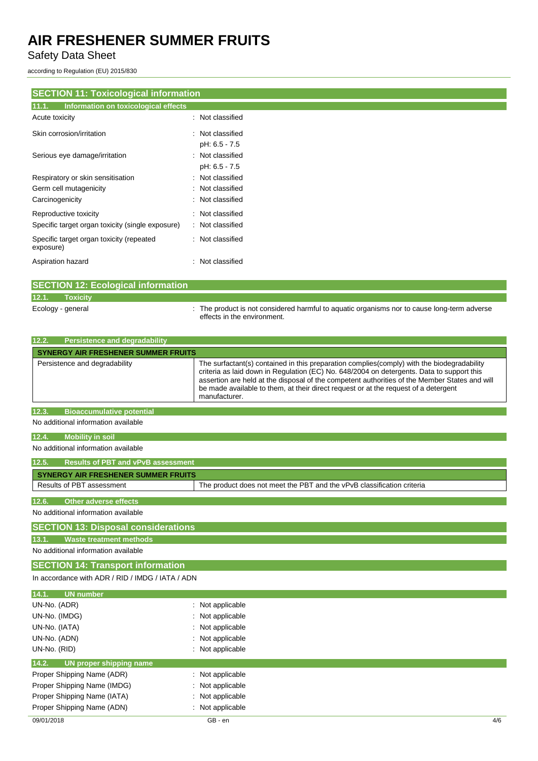## SECTION 11: Toxicological information

### 11.1. Information on toxicological effects

Acute toxicity : Not classified

Skin corrosion/irritation : Not classified
pH: 6.5 - 7.5

Serious eye damage/irritation : Not classified
pH: 6.5 - 7.5

Respiratory or skin sensitisation : Not classified

Germ cell mutagenicity : Not classified

Carcinogenicity : Not classified

Reproductive toxicity : Not classified

Specific target organ toxicity (single exposure) : Not classified

Specific target organ toxicity (repeated exposure) : Not classified

Aspiration hazard : Not classified

## SECTION 12: Ecological information

### 12.1. Toxicity

Ecology - general : The product is not considered harmful to aquatic organisms nor to cause long-term adverse effects in the environment.

### 12.2. Persistence and degradability

| SYNERGY AIR FRESHENER SUMMER FRUITS | |
|---|---|
| Persistence and degradability | The surfactant(s) contained in this preparation complies(comply) with the biodegradability criteria as laid down in Regulation (EC) No. 648/2004 on detergents. Data to support this assertion are held at the disposal of the competent authorities of the Member States and will be made available to them, at their direct request or at the request of a detergent manufacturer. |

### 12.3. Bioaccumulative potential

No additional information available

### 12.4. Mobility in soil

No additional information available

### 12.5. Results of PBT and vPvB assessment

| SYNERGY AIR FRESHENER SUMMER FRUITS | |
|---|---|
| Results of PBT assessment | The product does not meet the PBT and the vPvB classification criteria |

### 12.6. Other adverse effects

No additional information available

## SECTION 13: Disposal considerations

### 13.1. Waste treatment methods

No additional information available

## SECTION 14: Transport information

In accordance with ADR / RID / IMDG / IATA / ADN

### 14.1. UN number

UN-No. (ADR) : Not applicable

UN-No. (IMDG) : Not applicable

UN-No. (IATA) : Not applicable

UN-No. (ADN) : Not applicable

UN-No. (RID) : Not applicable

### 14.2. UN proper shipping name

Proper Shipping Name (ADR) : Not applicable

Proper Shipping Name (IMDG) : Not applicable

Proper Shipping Name (IATA) : Not applicable

Proper Shipping Name (ADN) : Not applicable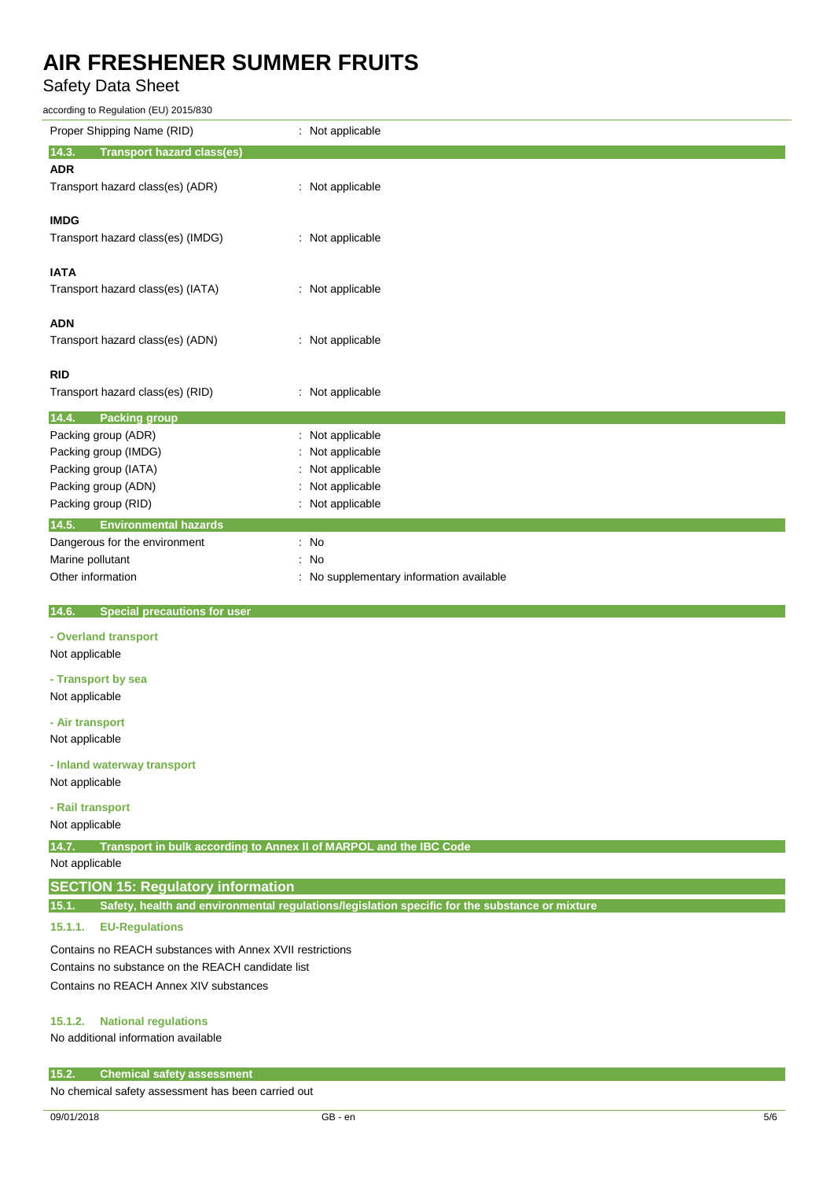| | |
|---|---|
| Proper Shipping Name (RID) | : Not applicable |

### 14.3. Transport hazard class(es)

**ADR**

| | |
|---|---|
| Transport hazard class(es) (ADR) | : Not applicable |

**IMDG**

| | |
|---|---|
| Transport hazard class(es) (IMDG) | : Not applicable |

**IATA**

| | |
|---|---|
| Transport hazard class(es) (IATA) | : Not applicable |

**ADN**

| | |
|---|---|
| Transport hazard class(es) (ADN) | : Not applicable |

**RID**

| | |
|---|---|
| Transport hazard class(es) (RID) | : Not applicable |

### 14.4. Packing group

| | |
|---|---|
| Packing group (ADR) | : Not applicable |
| Packing group (IMDG) | : Not applicable |
| Packing group (IATA) | : Not applicable |
| Packing group (ADN) | : Not applicable |
| Packing group (RID) | : Not applicable |

### 14.5. Environmental hazards

| | |
|---|---|
| Dangerous for the environment | : No |
| Marine pollutant | : No |
| Other information | : No supplementary information available |

### 14.6. Special precautions for user

**- Overland transport**

Not applicable

**- Transport by sea**

Not applicable

**- Air transport**

Not applicable

**- Inland waterway transport**

Not applicable

**- Rail transport**

Not applicable

### 14.7. Transport in bulk according to Annex II of MARPOL and the IBC Code

Not applicable

## SECTION 15: Regulatory information

### 15.1. Safety, health and environmental regulations/legislation specific for the substance or mixture

#### 15.1.1. EU-Regulations

Contains no REACH substances with Annex XVII restrictions

Contains no substance on the REACH candidate list

Contains no REACH Annex XIV substances

#### 15.1.2. National regulations

No additional information available

### 15.2. Chemical safety assessment

No chemical safety assessment has been carried out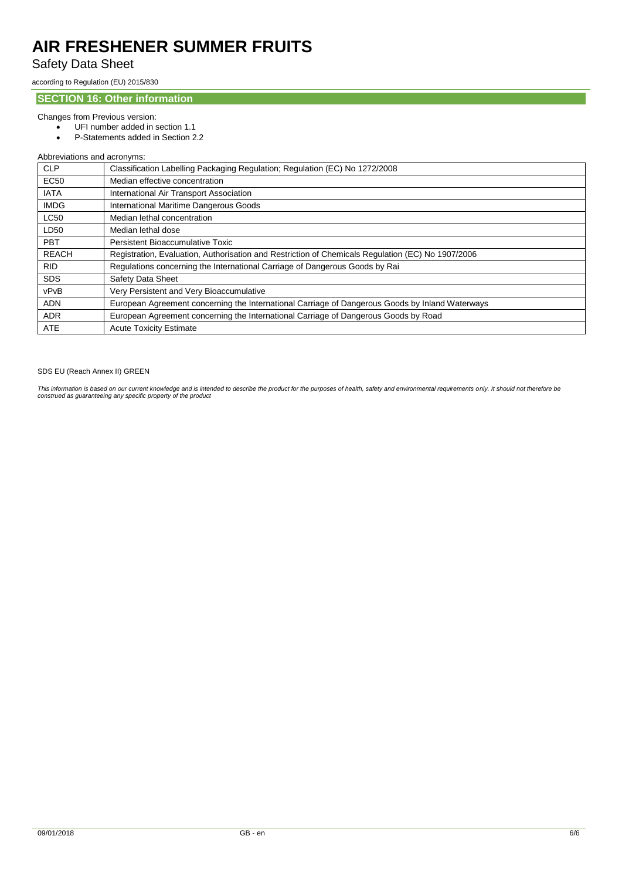## SECTION 16: Other information

Changes from Previous version:

- UFI number added in section 1.1
- P-Statements added in Section 2.2

Abbreviations and acronyms:

| | |
|---|---|
| CLP | Classification Labelling Packaging Regulation; Regulation (EC) No 1272/2008 |
| EC50 | Median effective concentration |
| IATA | International Air Transport Association |
| IMDG | International Maritime Dangerous Goods |
| LC50 | Median lethal concentration |
| LD50 | Median lethal dose |
| PBT | Persistent Bioaccumulative Toxic |
| REACH | Registration, Evaluation, Authorisation and Restriction of Chemicals Regulation (EC) No 1907/2006 |
| RID | Regulations concerning the International Carriage of Dangerous Goods by Rai |
| SDS | Safety Data Sheet |
| vPvB | Very Persistent and Very Bioaccumulative |
| ADN | European Agreement concerning the International Carriage of Dangerous Goods by Inland Waterways |
| ADR | European Agreement concerning the International Carriage of Dangerous Goods by Road |
| ATE | Acute Toxicity Estimate |

SDS EU (Reach Annex II) GREEN

*This information is based on our current knowledge and is intended to describe the product for the purposes of health, safety and environmental requirements only. It should not therefore be construed as guaranteeing any specific property of the product*